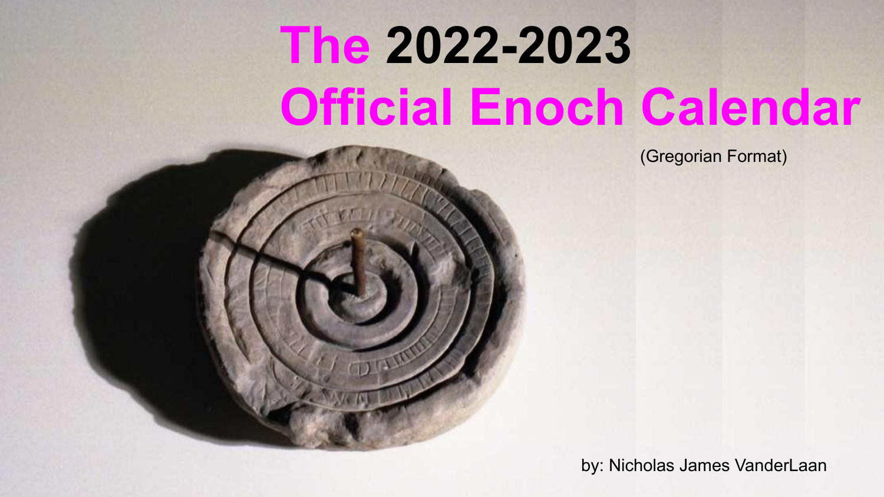# The 2022-2023 Official Enoch Calendar

(Gregorian Format)

by: Nicholas James VanderLaan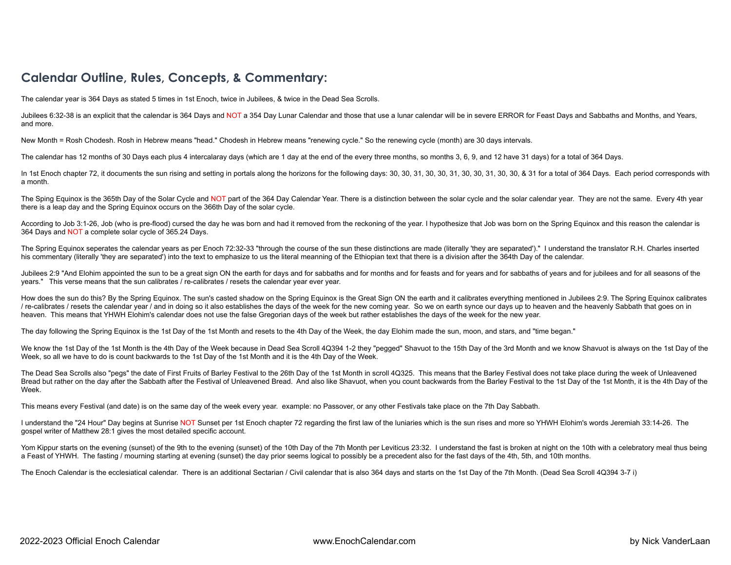## Calendar Outline, Rules, Concepts, & Commentary:

The calendar year is 364 Days as stated 5 times in 1st Enoch, twice in Jubilees, & twice in the Dead Sea Scrolls.

Jubilees 6:32-38 is an explicit that the calendar is 364 Days and NOT a 354 Day Lunar Calendar and those that use a lunar calendar will be in severe ERROR for Feast Days and Sabbaths and Months, and Years, and more.

New Month = Rosh Chodesh. Rosh in Hebrew means "head." Chodesh in Hebrew means "renewing cycle." So the renewing cycle (month) are 30 days intervals.

The calendar has 12 months of 30 Days each plus 4 intercalaray days (which are 1 day at the end of the every three months, so months 3, 6, 9, and 12 have 31 days) for a total of 364 Days.

In 1st Enoch chapter 72, it documents the sun rising and setting in portals along the horizons for the following days: 30, 30, 31, 30, 30, 31, 30, 30, 31, 30, 30, & 31 for a total of 364 Days. Each period corresponds with a month.

The Sping Equinox is the 365th Day of the Solar Cycle and NOT part of the 364 Day Calendar Year. There is a distinction between the solar cycle and the solar calendar year. They are not the same. Every 4th year there is a leap day and the Spring Equinox occurs on the 366th Day of the solar cycle.

According to Job 3:1-26, Job (who is pre-flood) cursed the day he was born and had it removed from the reckoning of the year. I hypothesize that Job was born on the Spring Equinox and this reason the calendar is 364 Days and NOT a complete solar cycle of 365.24 Days.

The Spring Equinox seperates the calendar years as per Enoch 72:32-33 "through the course of the sun these distinctions are made (literally 'they are separated')." I understand the translator R.H. Charles inserted his commentary (literally 'they are separated') into the text to emphasize to us the literal meanning of the Ethiopian text that there is a division after the 364th Day of the calendar.

Jubilees 2:9 "And Elohim appointed the sun to be a great sign ON the earth for days and for sabbaths and for months and for feasts and for years and for sabbaths of years and for jubilees and for all seasons of the years." This verse means that the sun calibrates / re-calibrates / resets the calendar year ever year.

How does the sun do this? By the Spring Equinox. The sun's casted shadow on the Spring Equinox is the Great Sign ON the earth and it calibrates everything mentioned in Jubilees 2:9. The Spring Equinox calibrates / re-calibrates / resets the calendar year / and in doing so it also establishes the days of the week for the new coming year. So we on earth synce our days up to heaven and the heavenly Sabbath that goes on in heaven. This means that YHWH Elohim's calendar does not use the false Gregorian days of the week but rather establishes the days of the week for the new year.

The day following the Spring Equinox is the 1st Day of the 1st Month and resets to the 4th Day of the Week, the day Elohim made the sun, moon, and stars, and "time began."

We know the 1st Day of the 1st Month is the 4th Day of the Week because in Dead Sea Scroll 4Q394 1-2 they "pegged" Shavuot to the 15th Day of the 3rd Month and we know Shavuot is always on the 1st Day of the Week, so all we have to do is count backwards to the 1st Day of the 1st Month and it is the 4th Day of the Week.

The Dead Sea Scrolls also "pegs" the date of First Fruits of Barley Festival to the 26th Day of the 1st Month in scroll 4Q325. This means that the Barley Festival does not take place during the week of Unleavened Bread but rather on the day after the Sabbath after the Festival of Unleavened Bread. And also like Shavuot, when you count backwards from the Barley Festival to the 1st Day of the 1st Month, it is the 4th Day of the Week.

This means every Festival (and date) is on the same day of the week every year. example: no Passover, or any other Festivals take place on the 7th Day Sabbath.

I understand the "24 Hour" Day begins at Sunrise NOT Sunset per 1st Enoch chapter 72 regarding the first law of the luniaries which is the sun rises and more so YHWH Elohim's words Jeremiah 33:14-26. The gospel writer of Matthew 28:1 gives the most detailed specific account.

Yom Kippur starts on the evening (sunset) of the 9th to the evening (sunset) of the 10th Day of the 7th Month per Leviticus 23:32. I understand the fast is broken at night on the 10th with a celebratory meal thus being a Feast of YHWH. The fasting / mourning starting at evening (sunset) the day prior seems logical to possibly be a precedent also for the fast days of the 4th, 5th, and 10th months.

The Enoch Calendar is the ecclesiatical calendar. There is an additional Sectarian / Civil calendar that is also 364 days and starts on the 1st Day of the 7th Month. (Dead Sea Scroll 4Q394 3-7 i)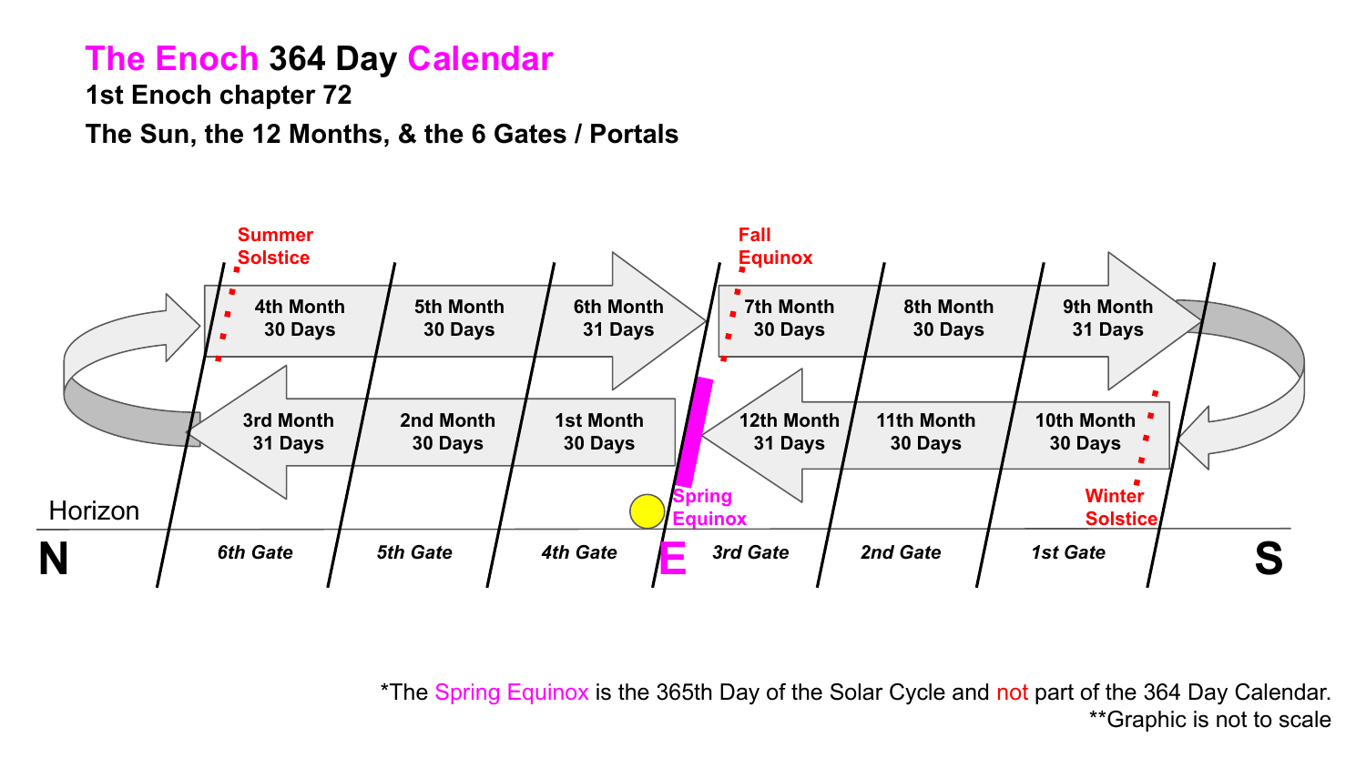# The Enoch 364 Day Calendar

**1st Enoch chapter 72**

**The Sun, the 12 Months, & the 6 Gates / Portals**

Summer Solstice

4th Month 30 Days | 5th Month 30 Days | 6th Month 31 Days

Fall Equinox

7th Month 30 Days | 8th Month 30 Days | 9th Month 31 Days

3rd Month 31 Days | 2nd Month 30 Days | 1st Month 30 Days

12th Month 31 Days | 11th Month 30 Days | 10th Month 30 Days

Spring Equinox

Winter Solstice

Horizon

N | 6th Gate | 5th Gate | 4th Gate | E | 3rd Gate | 2nd Gate | 1st Gate | S

*The Spring Equinox is the 365th Day of the Solar Cycle and not part of the 364 Day Calendar.

**Graphic is not to scale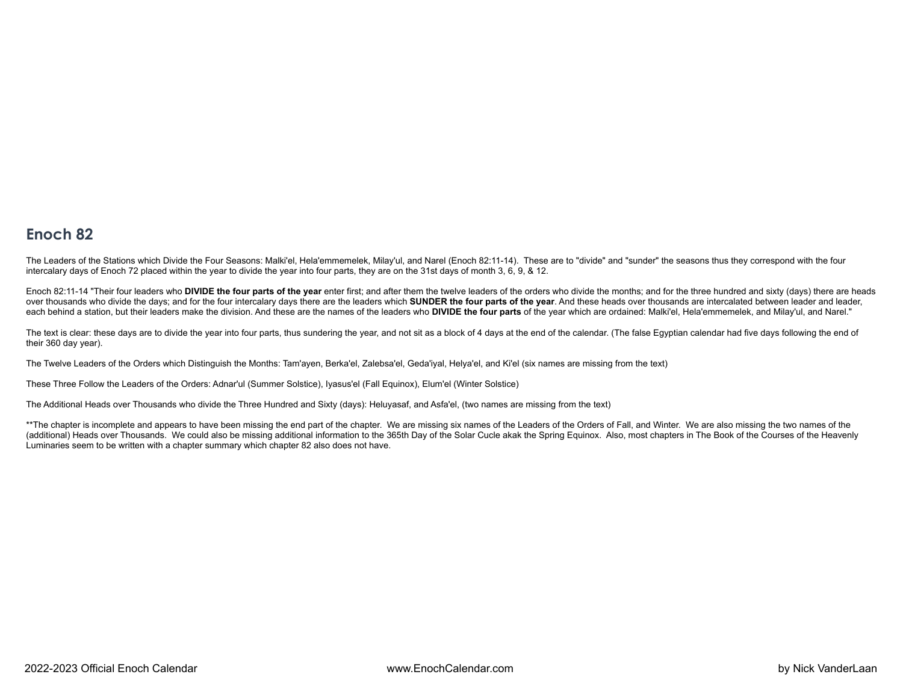# Enoch 82

The Leaders of the Stations which Divide the Four Seasons: Malki'el, Hela'emmemelek, Milay'ul, and Narel (Enoch 82:11-14). These are to "divide" and "sunder" the seasons thus they correspond with the four intercalary days of Enoch 72 placed within the year to divide the year into four parts, they are on the 31st days of month 3, 6, 9, & 12.

Enoch 82:11-14 "Their four leaders who **DIVIDE the four parts of the year** enter first; and after them the twelve leaders of the orders who divide the months; and for the three hundred and sixty (days) there are heads over thousands who divide the days; and for the four intercalary days there are the leaders which **SUNDER the four parts of the year**. And these heads over thousands are intercalated between leader and leader, each behind a station, but their leaders make the division. And these are the names of the leaders who **DIVIDE the four parts** of the year which are ordained: Malki'el, Hela'emmemelek, and Milay'ul, and Narel."

The text is clear: these days are to divide the year into four parts, thus sundering the year, and not sit as a block of 4 days at the end of the calendar. (The false Egyptian calendar had five days following the end of their 360 day year).

The Twelve Leaders of the Orders which Distinguish the Months: Tam'ayen, Berka'el, Zalebsa'el, Geda'iyal, Helya'el, and Ki'el (six names are missing from the text)

These Three Follow the Leaders of the Orders: Adnar'ul (Summer Solstice), Iyasus'el (Fall Equinox), Elum'el (Winter Solstice)

The Additional Heads over Thousands who divide the Three Hundred and Sixty (days): Heluyasaf, and Asfa'el, (two names are missing from the text)

**The chapter is incomplete and appears to have been missing the end part of the chapter. We are missing six names of the Leaders of the Orders of Fall, and Winter. We are also missing the two names of the (additional) Heads over Thousands. We could also be missing additional information to the 365th Day of the Solar Cucle akak the Spring Equinox. Also, most chapters in The Book of the Courses of the Heavenly Luminaries seem to be written with a chapter summary which chapter 82 also does not have.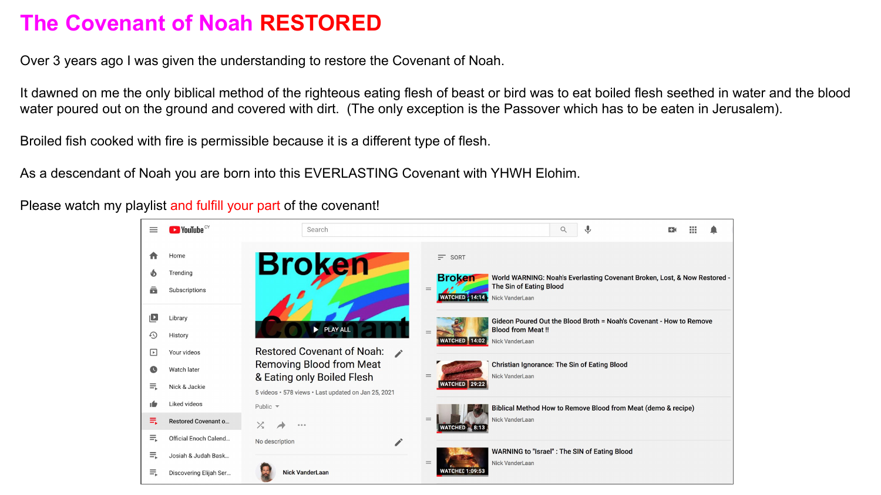# The Covenant of Noah RESTORED

Over 3 years ago I was given the understanding to restore the Covenant of Noah.

It dawned on me the only biblical method of the righteous eating flesh of beast or bird was to eat boiled flesh seethed in water and the blood water poured out on the ground and covered with dirt. (The only exception is the Passover which has to be eaten in Jerusalem).

Broiled fish cooked with fire is permissible because it is a different type of flesh.

As a descendant of Noah you are born into this EVERLASTING Covenant with YHWH Elohim.

Please watch my playlist and fulfill your part of the covenant!

**Restored Covenant of Noah: Removing Blood from Meat & Eating only Boiled Flesh**

5 videos • 578 views • Last updated on Jan 25, 2021

Public

No description

Nick VanderLaan

- World WARNING: Noah's Everlasting Covenant Broken, Lost, & Now Restored - The Sin of Eating Blood — Nick VanderLaan (WATCHED 14:14)
- Gideon Poured Out the Blood Broth = Noah's Covenant - How to Remove Blood from Meat !! — Nick VanderLaan (WATCHED 14:02)
- Christian Ignorance: The Sin of Eating Blood — Nick VanderLaan (WATCHED 29:22)
- Biblical Method How to Remove Blood from Meat (demo & recipe) — Nick VanderLaan (WATCHED 8:13)
- WARNING to "Israel" : The SIN of Eating Blood — Nick VanderLaan (WATCHED 1:09:53)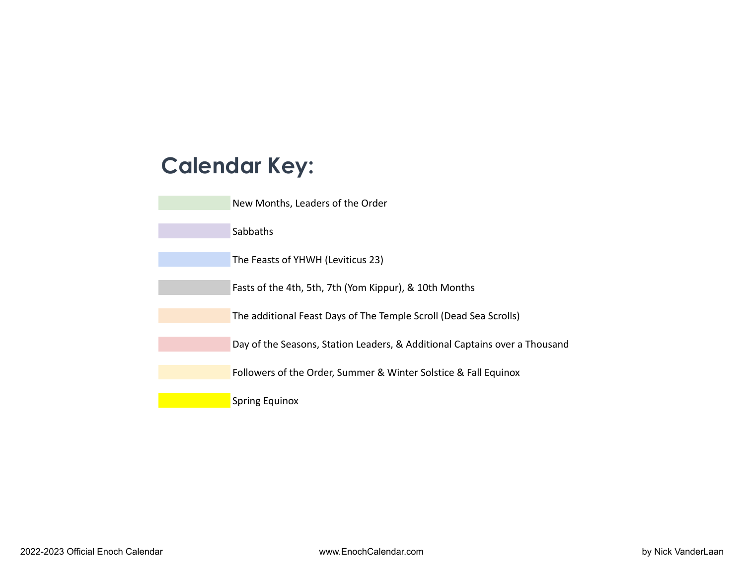# Calendar Key:

- New Months, Leaders of the Order
- Sabbaths
- The Feasts of YHWH (Leviticus 23)
- Fasts of the 4th, 5th, 7th (Yom Kippur), & 10th Months
- The additional Feast Days of The Temple Scroll (Dead Sea Scrolls)
- Day of the Seasons, Station Leaders, & Additional Captains over a Thousand
- Followers of the Order, Summer & Winter Solstice & Fall Equinox
- Spring Equinox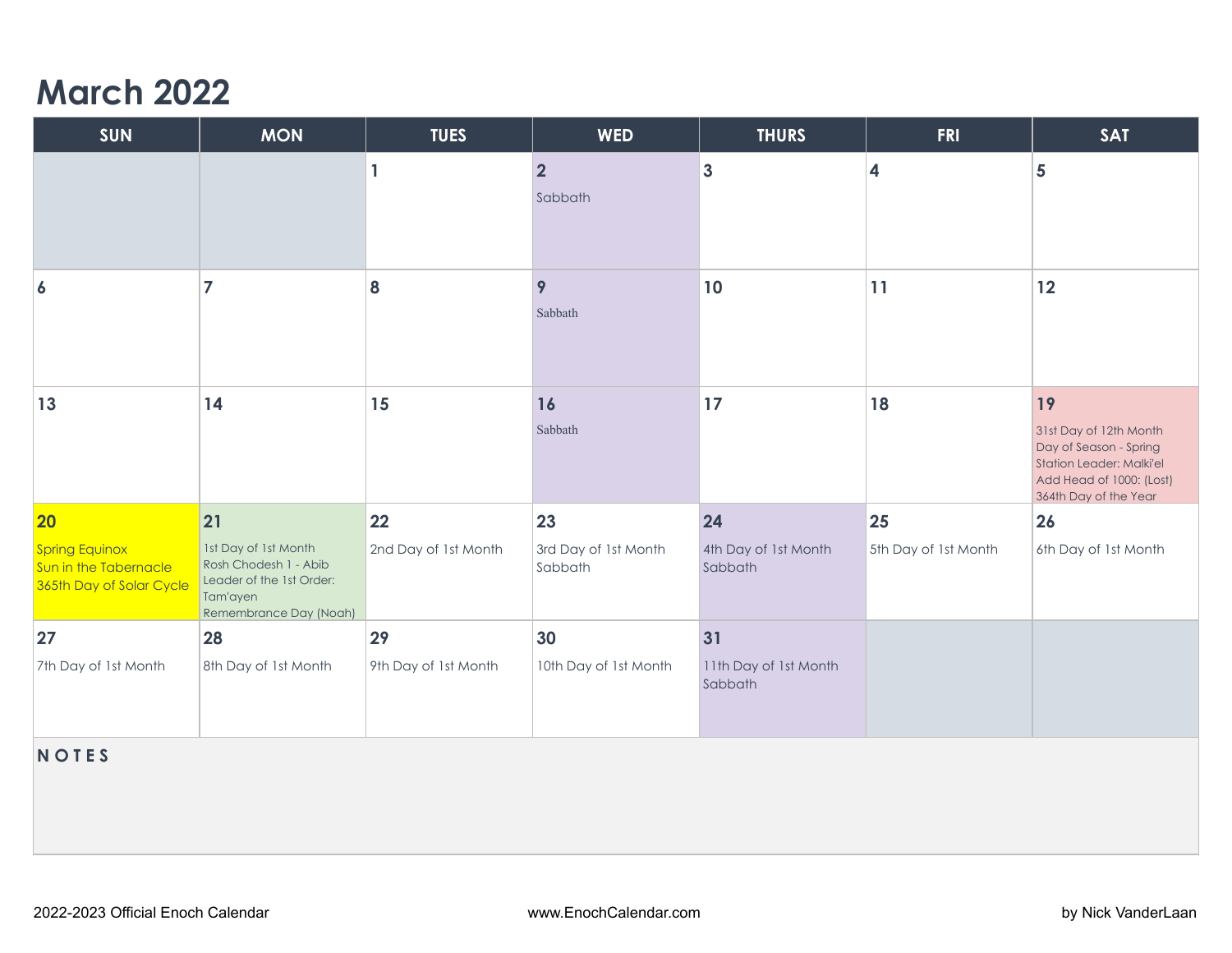# March 2022

| SUN | MON | TUES | WED | THURS | FRI | SAT |
|---|---|---|---|---|---|---|
| | | 1 | 2<br>Sabbath | 3 | 4 | 5 |
| 6 | 7 | 8 | 9<br>Sabbath | 10 | 11 | 12 |
| 13 | 14 | 15 | 16<br>Sabbath | 17 | 18 | 19<br>31st Day of 12th Month<br>Day of Season - Spring<br>Station Leader: Malki'el<br>Add Head of 1000: (Lost)<br>364th Day of the Year |
| 20<br>Spring Equinox<br>Sun in the Tabernacle<br>365th Day of Solar Cycle | 21<br>1st Day of 1st Month<br>Rosh Chodesh 1 - Abib<br>Leader of the 1st Order: Tam'ayen<br>Remembrance Day (Noah) | 22<br>2nd Day of 1st Month | 23<br>3rd Day of 1st Month<br>Sabbath | 24<br>4th Day of 1st Month<br>Sabbath | 25<br>5th Day of 1st Month | 26<br>6th Day of 1st Month |
| 27<br>7th Day of 1st Month | 28<br>8th Day of 1st Month | 29<br>9th Day of 1st Month | 30<br>10th Day of 1st Month | 31<br>11th Day of 1st Month<br>Sabbath | | |

**NOTES**

2022-2023 Official Enoch Calendar — www.EnochCalendar.com — by Nick VanderLaan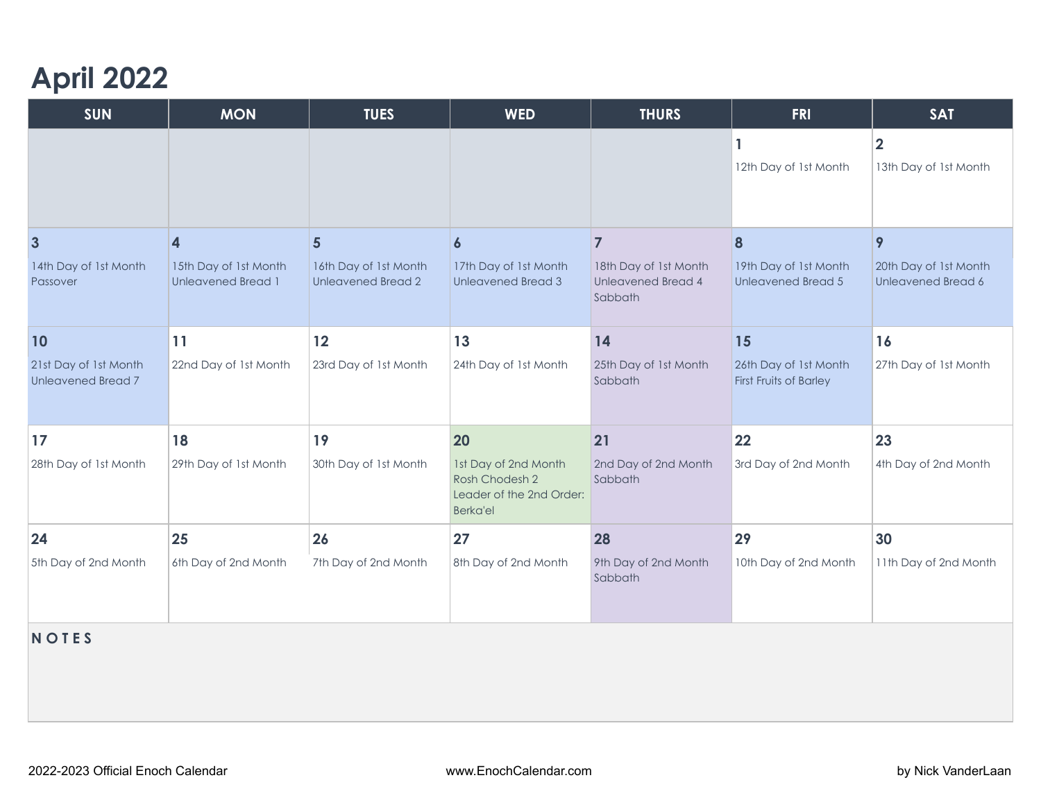# April 2022

| SUN | MON | TUES | WED | THURS | FRI | SAT |
|---|---|---|---|---|---|---|
| | | | | | **1**<br>12th Day of 1st Month | **2**<br>13th Day of 1st Month |
| **3**<br>14th Day of 1st Month<br>Passover | **4**<br>15th Day of 1st Month<br>Unleavened Bread 1 | **5**<br>16th Day of 1st Month<br>Unleavened Bread 2 | **6**<br>17th Day of 1st Month<br>Unleavened Bread 3 | **7**<br>18th Day of 1st Month<br>Unleavened Bread 4<br>Sabbath | **8**<br>19th Day of 1st Month<br>Unleavened Bread 5 | **9**<br>20th Day of 1st Month<br>Unleavened Bread 6 |
| **10**<br>21st Day of 1st Month<br>Unleavened Bread 7 | **11**<br>22nd Day of 1st Month | **12**<br>23rd Day of 1st Month | **13**<br>24th Day of 1st Month | **14**<br>25th Day of 1st Month<br>Sabbath | **15**<br>26th Day of 1st Month<br>First Fruits of Barley | **16**<br>27th Day of 1st Month |
| **17**<br>28th Day of 1st Month | **18**<br>29th Day of 1st Month | **19**<br>30th Day of 1st Month | **20**<br>1st Day of 2nd Month<br>Rosh Chodesh 2<br>Leader of the 2nd Order: Berka'el | **21**<br>2nd Day of 2nd Month<br>Sabbath | **22**<br>3rd Day of 2nd Month | **23**<br>4th Day of 2nd Month |
| **24**<br>5th Day of 2nd Month | **25**<br>6th Day of 2nd Month | **26**<br>7th Day of 2nd Month | **27**<br>8th Day of 2nd Month | **28**<br>9th Day of 2nd Month<br>Sabbath | **29**<br>10th Day of 2nd Month | **30**<br>11th Day of 2nd Month |

**NOTES**

2022-2023 Official Enoch Calendar — www.EnochCalendar.com — by Nick VanderLaan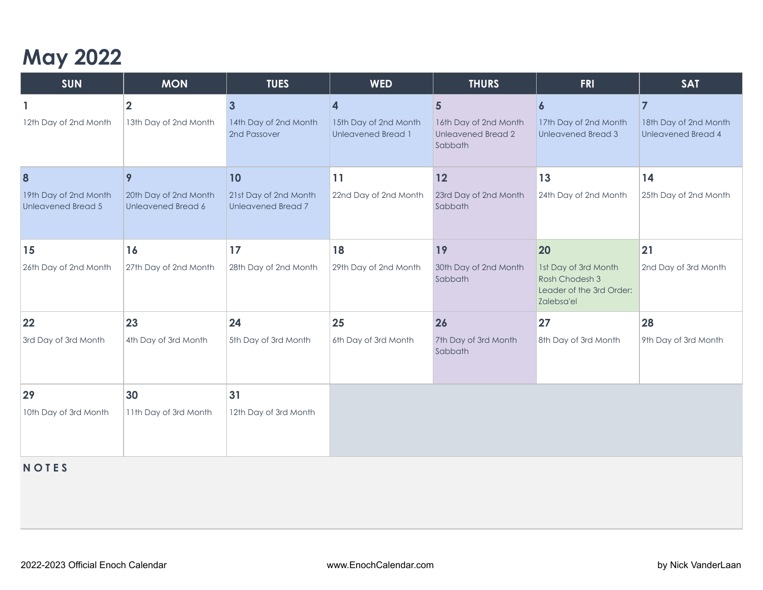# May 2022

| SUN | MON | TUES | WED | THURS | FRI | SAT |
|---|---|---|---|---|---|---|
| **1**<br>12th Day of 2nd Month | **2**<br>13th Day of 2nd Month | **3**<br>14th Day of 2nd Month<br>2nd Passover | **4**<br>15th Day of 2nd Month<br>Unleavened Bread 1 | **5**<br>16th Day of 2nd Month<br>Unleavened Bread 2<br>Sabbath | **6**<br>17th Day of 2nd Month<br>Unleavened Bread 3 | **7**<br>18th Day of 2nd Month<br>Unleavened Bread 4 |
| **8**<br>19th Day of 2nd Month<br>Unleavened Bread 5 | **9**<br>20th Day of 2nd Month<br>Unleavened Bread 6 | **10**<br>21st Day of 2nd Month<br>Unleavened Bread 7 | **11**<br>22nd Day of 2nd Month | **12**<br>23rd Day of 2nd Month<br>Sabbath | **13**<br>24th Day of 2nd Month | **14**<br>25th Day of 2nd Month |
| **15**<br>26th Day of 2nd Month | **16**<br>27th Day of 2nd Month | **17**<br>28th Day of 2nd Month | **18**<br>29th Day of 2nd Month | **19**<br>30th Day of 2nd Month<br>Sabbath | **20**<br>1st Day of 3rd Month<br>Rosh Chodesh 3<br>Leader of the 3rd Order: Zalebsa'el | **21**<br>2nd Day of 3rd Month |
| **22**<br>3rd Day of 3rd Month | **23**<br>4th Day of 3rd Month | **24**<br>5th Day of 3rd Month | **25**<br>6th Day of 3rd Month | **26**<br>7th Day of 3rd Month<br>Sabbath | **27**<br>8th Day of 3rd Month | **28**<br>9th Day of 3rd Month |
| **29**<br>10th Day of 3rd Month | **30**<br>11th Day of 3rd Month | **31**<br>12th Day of 3rd Month | | | | |

**NOTES**

2022-2023 Official Enoch Calendar — www.EnochCalendar.com — by Nick VanderLaan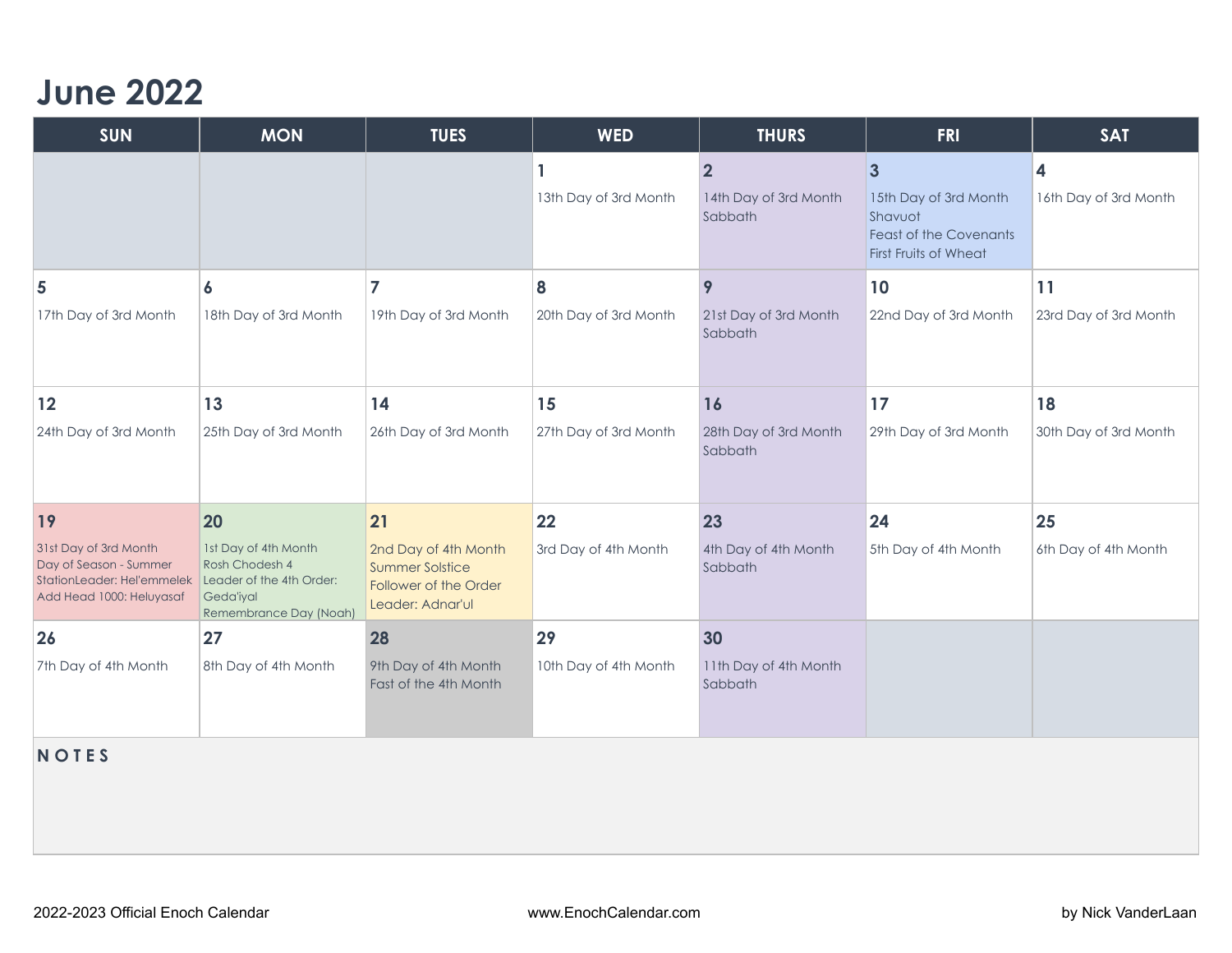# June 2022

| SUN | MON | TUES | WED | THURS | FRI | SAT |
|---|---|---|---|---|---|---|
| | | | **1**<br>13th Day of 3rd Month | **2**<br>14th Day of 3rd Month<br>Sabbath | **3**<br>15th Day of 3rd Month<br>Shavuot<br>Feast of the Covenants<br>First Fruits of Wheat | **4**<br>16th Day of 3rd Month |
| **5**<br>17th Day of 3rd Month | **6**<br>18th Day of 3rd Month | **7**<br>19th Day of 3rd Month | **8**<br>20th Day of 3rd Month | **9**<br>21st Day of 3rd Month<br>Sabbath | **10**<br>22nd Day of 3rd Month | **11**<br>23rd Day of 3rd Month |
| **12**<br>24th Day of 3rd Month | **13**<br>25th Day of 3rd Month | **14**<br>26th Day of 3rd Month | **15**<br>27th Day of 3rd Month | **16**<br>28th Day of 3rd Month<br>Sabbath | **17**<br>29th Day of 3rd Month | **18**<br>30th Day of 3rd Month |
| **19**<br>31st Day of 3rd Month<br>Day of Season - Summer<br>StationLeader: Hel'emmelek<br>Add Head 1000: Heluyasaf | **20**<br>1st Day of 4th Month<br>Rosh Chodesh 4<br>Leader of the 4th Order: Geda'iyal<br>Remembrance Day (Noah) | **21**<br>2nd Day of 4th Month<br>Summer Solstice<br>Follower of the Order<br>Leader: Adnar'ul | **22**<br>3rd Day of 4th Month | **23**<br>4th Day of 4th Month<br>Sabbath | **24**<br>5th Day of 4th Month | **25**<br>6th Day of 4th Month |
| **26**<br>7th Day of 4th Month | **27**<br>8th Day of 4th Month | **28**<br>9th Day of 4th Month<br>Fast of the 4th Month | **29**<br>10th Day of 4th Month | **30**<br>11th Day of 4th Month<br>Sabbath | | |

**NOTES**

2022-2023 Official Enoch Calendar www.EnochCalendar.com by Nick VanderLaan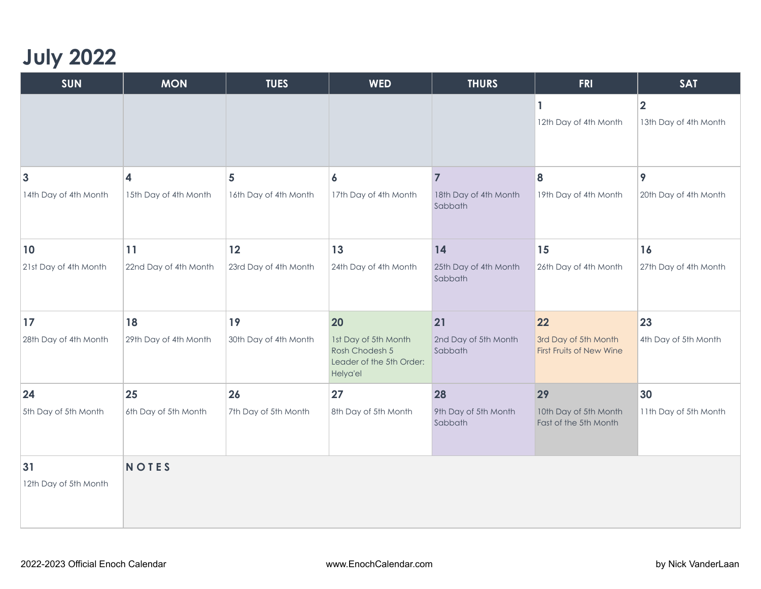# July 2022

| SUN | MON | TUES | WED | THURS | FRI | SAT |
|---|---|---|---|---|---|---|
| | | | | | **1** 12th Day of 4th Month | **2** 13th Day of 4th Month |
| **3** 14th Day of 4th Month | **4** 15th Day of 4th Month | **5** 16th Day of 4th Month | **6** 17th Day of 4th Month | **7** 18th Day of 4th Month Sabbath | **8** 19th Day of 4th Month | **9** 20th Day of 4th Month |
| **10** 21st Day of 4th Month | **11** 22nd Day of 4th Month | **12** 23rd Day of 4th Month | **13** 24th Day of 4th Month | **14** 25th Day of 4th Month Sabbath | **15** 26th Day of 4th Month | **16** 27th Day of 4th Month |
| **17** 28th Day of 4th Month | **18** 29th Day of 4th Month | **19** 30th Day of 4th Month | **20** 1st Day of 5th Month Rosh Chodesh 5 Leader of the 5th Order: Helya'el | **21** 2nd Day of 5th Month Sabbath | **22** 3rd Day of 5th Month First Fruits of New Wine | **23** 4th Day of 5th Month |
| **24** 5th Day of 5th Month | **25** 6th Day of 5th Month | **26** 7th Day of 5th Month | **27** 8th Day of 5th Month | **28** 9th Day of 5th Month Sabbath | **29** 10th Day of 5th Month Fast of the 5th Month | **30** 11th Day of 5th Month |
| **31** 12th Day of 5th Month | **NOTES** | | | | | |

2022-2023 Official Enoch Calendar www.EnochCalendar.com by Nick VanderLaan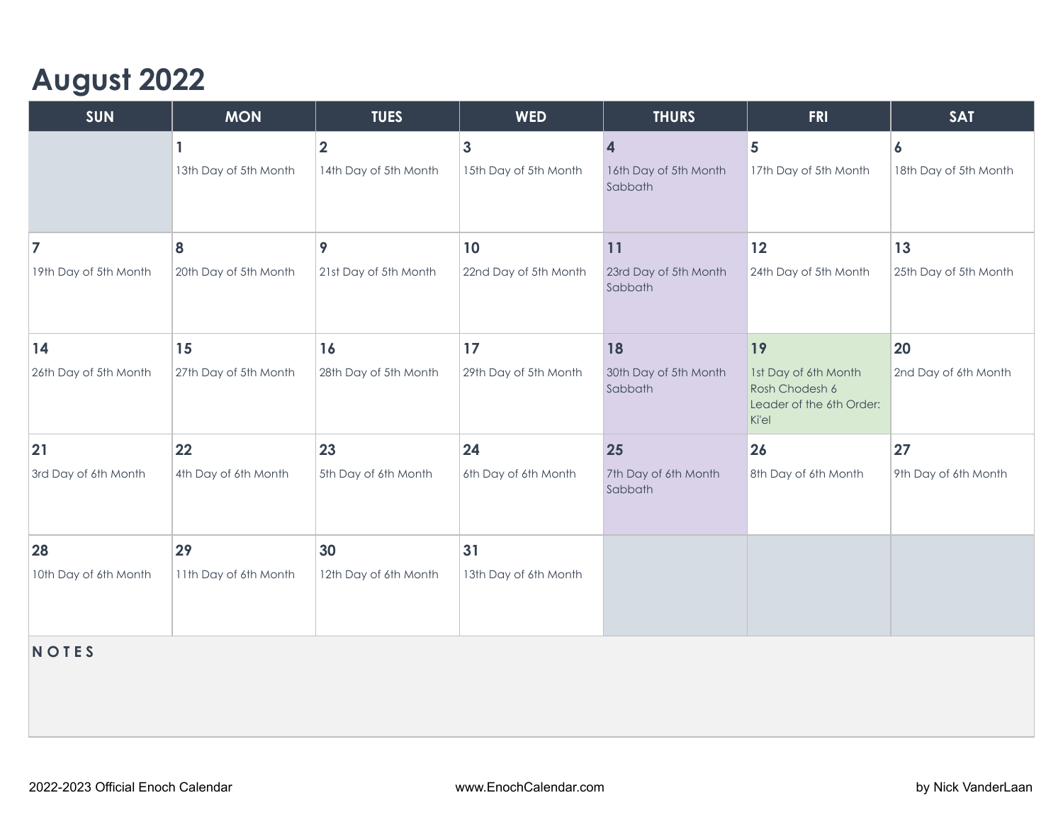# August 2022

| SUN | MON | TUES | WED | THURS | FRI | SAT |
|---|---|---|---|---|---|---|
| | **1** 13th Day of 5th Month | **2** 14th Day of 5th Month | **3** 15th Day of 5th Month | **4** 16th Day of 5th Month Sabbath | **5** 17th Day of 5th Month | **6** 18th Day of 5th Month |
| **7** 19th Day of 5th Month | **8** 20th Day of 5th Month | **9** 21st Day of 5th Month | **10** 22nd Day of 5th Month | **11** 23rd Day of 5th Month Sabbath | **12** 24th Day of 5th Month | **13** 25th Day of 5th Month |
| **14** 26th Day of 5th Month | **15** 27th Day of 5th Month | **16** 28th Day of 5th Month | **17** 29th Day of 5th Month | **18** 30th Day of 5th Month Sabbath | **19** 1st Day of 6th Month Rosh Chodesh 6 Leader of the 6th Order: Ki'el | **20** 2nd Day of 6th Month |
| **21** 3rd Day of 6th Month | **22** 4th Day of 6th Month | **23** 5th Day of 6th Month | **24** 6th Day of 6th Month | **25** 7th Day of 6th Month Sabbath | **26** 8th Day of 6th Month | **27** 9th Day of 6th Month |
| **28** 10th Day of 6th Month | **29** 11th Day of 6th Month | **30** 12th Day of 6th Month | **31** 13th Day of 6th Month | | | |

**NOTES**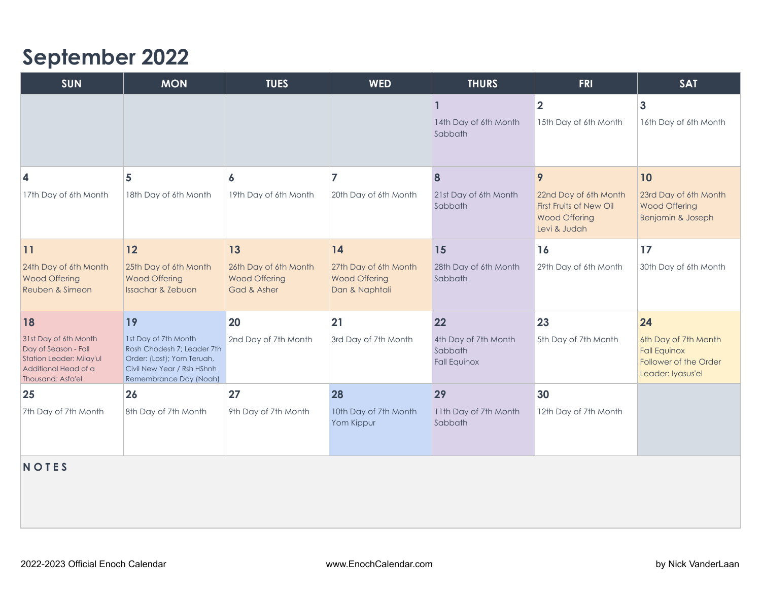# September 2022

| SUN | MON | TUES | WED | THURS | FRI | SAT |
|---|---|---|---|---|---|---|
| | | | | **1**<br>14th Day of 6th Month<br>Sabbath | **2**<br>15th Day of 6th Month | **3**<br>16th Day of 6th Month |
| **4**<br>17th Day of 6th Month | **5**<br>18th Day of 6th Month | **6**<br>19th Day of 6th Month | **7**<br>20th Day of 6th Month | **8**<br>21st Day of 6th Month<br>Sabbath | **9**<br>22nd Day of 6th Month<br>First Fruits of New Oil<br>Wood Offering<br>Levi & Judah | **10**<br>23rd Day of 6th Month<br>Wood Offering<br>Benjamin & Joseph |
| **11**<br>24th Day of 6th Month<br>Wood Offering<br>Reuben & Simeon | **12**<br>25th Day of 6th Month<br>Wood Offering<br>Issachar & Zebuon | **13**<br>26th Day of 6th Month<br>Wood Offering<br>Gad & Asher | **14**<br>27th Day of 6th Month<br>Wood Offering<br>Dan & Naphtali | **15**<br>28th Day of 6th Month<br>Sabbath | **16**<br>29th Day of 6th Month | **17**<br>30th Day of 6th Month |
| **18**<br>31st Day of 6th Month<br>Day of Season - Fall<br>Station Leader: Milay'ul<br>Additional Head of a<br>Thousand: Asfa'el | **19**<br>1st Day of 7th Month<br>Rosh Chodesh 7; Leader 7th<br>Order: (Lost); Yom Teruah,<br>Civil New Year / Rsh HShnh<br>Remembrance Day (Noah) | **20**<br>2nd Day of 7th Month | **21**<br>3rd Day of 7th Month | **22**<br>4th Day of 7th Month<br>Sabbath<br>Fall Equinox | **23**<br>5th Day of 7th Month | **24**<br>6th Day of 7th Month<br>Fall Equinox<br>Follower of the Order<br>Leader: Iyasus'el |
| **25**<br>7th Day of 7th Month | **26**<br>8th Day of 7th Month | **27**<br>9th Day of 7th Month | **28**<br>10th Day of 7th Month<br>Yom Kippur | **29**<br>11th Day of 7th Month<br>Sabbath | **30**<br>12th Day of 7th Month | |

**NOTES**

2022-2023 Official Enoch Calendar — www.EnochCalendar.com — by Nick VanderLaan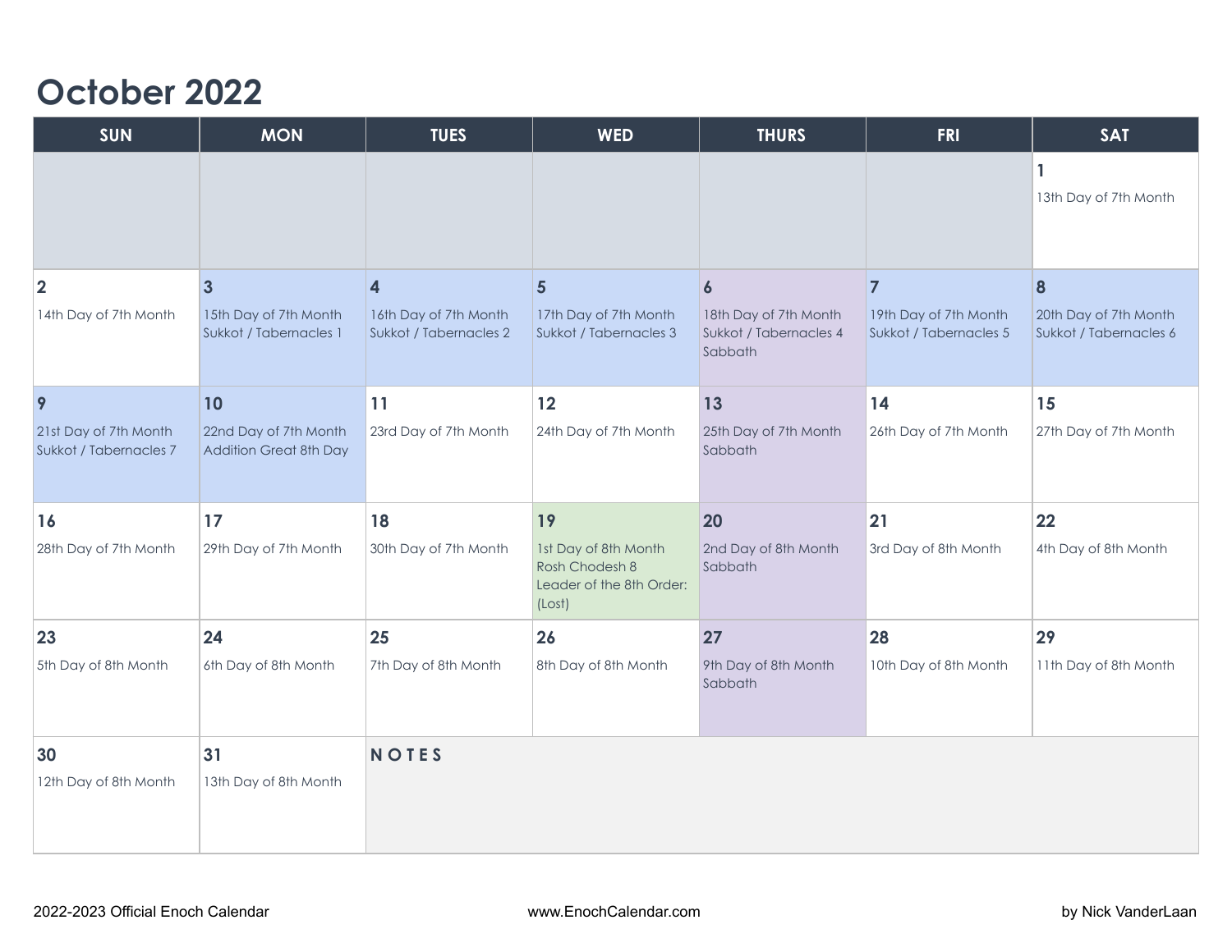# October 2022

| SUN | MON | TUES | WED | THURS | FRI | SAT |
|---|---|---|---|---|---|---|
| | | | | | | **1**<br>13th Day of 7th Month |
| **2**<br>14th Day of 7th Month | **3**<br>15th Day of 7th Month<br>Sukkot / Tabernacles 1 | **4**<br>16th Day of 7th Month<br>Sukkot / Tabernacles 2 | **5**<br>17th Day of 7th Month<br>Sukkot / Tabernacles 3 | **6**<br>18th Day of 7th Month<br>Sukkot / Tabernacles 4<br>Sabbath | **7**<br>19th Day of 7th Month<br>Sukkot / Tabernacles 5 | **8**<br>20th Day of 7th Month<br>Sukkot / Tabernacles 6 |
| **9**<br>21st Day of 7th Month<br>Sukkot / Tabernacles 7 | **10**<br>22nd Day of 7th Month<br>Addition Great 8th Day | **11**<br>23rd Day of 7th Month | **12**<br>24th Day of 7th Month | **13**<br>25th Day of 7th Month<br>Sabbath | **14**<br>26th Day of 7th Month | **15**<br>27th Day of 7th Month |
| **16**<br>28th Day of 7th Month | **17**<br>29th Day of 7th Month | **18**<br>30th Day of 7th Month | **19**<br>1st Day of 8th Month<br>Rosh Chodesh 8<br>Leader of the 8th Order: (Lost) | **20**<br>2nd Day of 8th Month<br>Sabbath | **21**<br>3rd Day of 8th Month | **22**<br>4th Day of 8th Month |
| **23**<br>5th Day of 8th Month | **24**<br>6th Day of 8th Month | **25**<br>7th Day of 8th Month | **26**<br>8th Day of 8th Month | **27**<br>9th Day of 8th Month<br>Sabbath | **28**<br>10th Day of 8th Month | **29**<br>11th Day of 8th Month |
| **30**<br>12th Day of 8th Month | **31**<br>13th Day of 8th Month | **NOTES** | | | | |

2022-2023 Official Enoch Calendar www.EnochCalendar.com by Nick VanderLaan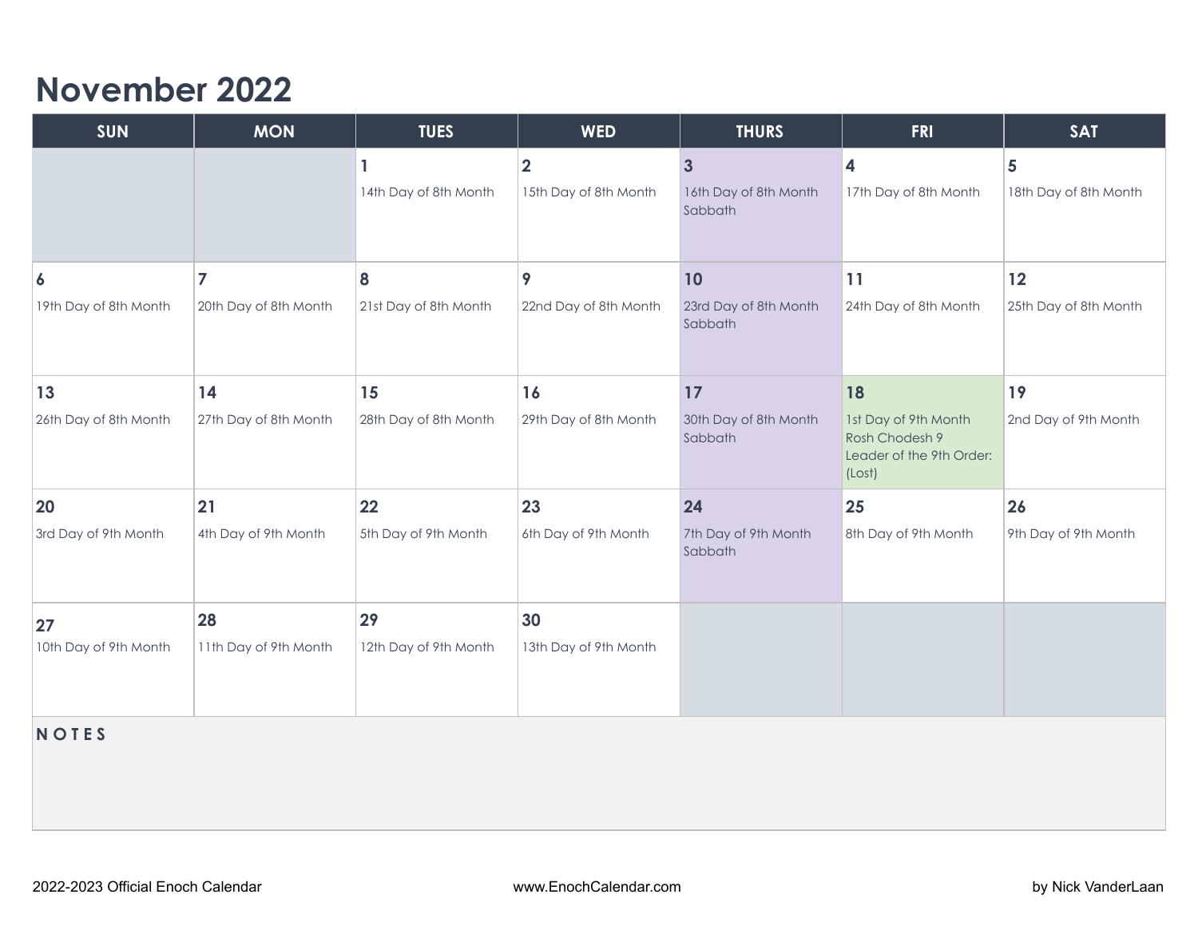# November 2022

| SUN | MON | TUES | WED | THURS | FRI | SAT |
|---|---|---|---|---|---|---|
| | | **1** 14th Day of 8th Month | **2** 15th Day of 8th Month | **3** 16th Day of 8th Month Sabbath | **4** 17th Day of 8th Month | **5** 18th Day of 8th Month |
| **6** 19th Day of 8th Month | **7** 20th Day of 8th Month | **8** 21st Day of 8th Month | **9** 22nd Day of 8th Month | **10** 23rd Day of 8th Month Sabbath | **11** 24th Day of 8th Month | **12** 25th Day of 8th Month |
| **13** 26th Day of 8th Month | **14** 27th Day of 8th Month | **15** 28th Day of 8th Month | **16** 29th Day of 8th Month | **17** 30th Day of 8th Month Sabbath | **18** 1st Day of 9th Month Rosh Chodesh 9 Leader of the 9th Order: (Lost) | **19** 2nd Day of 9th Month |
| **20** 3rd Day of 9th Month | **21** 4th Day of 9th Month | **22** 5th Day of 9th Month | **23** 6th Day of 9th Month | **24** 7th Day of 9th Month Sabbath | **25** 8th Day of 9th Month | **26** 9th Day of 9th Month |
| **27** 10th Day of 9th Month | **28** 11th Day of 9th Month | **29** 12th Day of 9th Month | **30** 13th Day of 9th Month | | | |

**NOTES**

2022-2023 Official Enoch Calendar www.EnochCalendar.com by Nick VanderLaan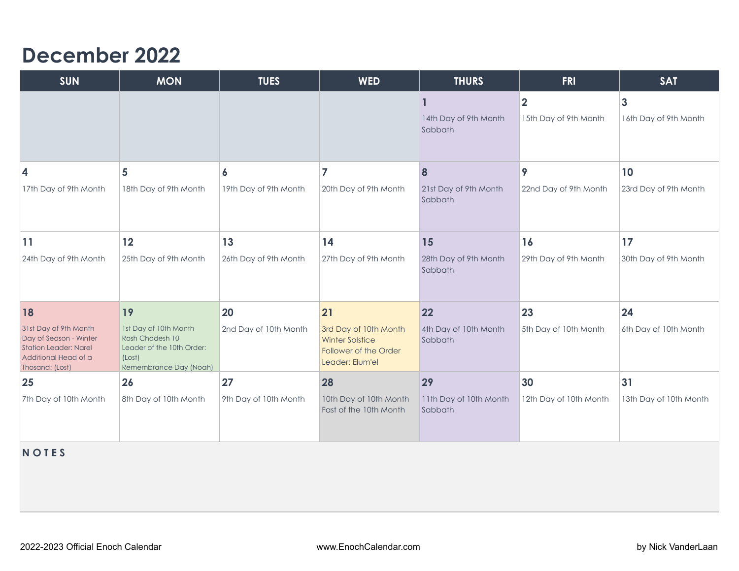# December 2022

| SUN | MON | TUES | WED | THURS | FRI | SAT |
|---|---|---|---|---|---|---|
| | | | | **1**<br>14th Day of 9th Month<br>Sabbath | **2**<br>15th Day of 9th Month | **3**<br>16th Day of 9th Month |
| **4**<br>17th Day of 9th Month | **5**<br>18th Day of 9th Month | **6**<br>19th Day of 9th Month | **7**<br>20th Day of 9th Month | **8**<br>21st Day of 9th Month<br>Sabbath | **9**<br>22nd Day of 9th Month | **10**<br>23rd Day of 9th Month |
| **11**<br>24th Day of 9th Month | **12**<br>25th Day of 9th Month | **13**<br>26th Day of 9th Month | **14**<br>27th Day of 9th Month | **15**<br>28th Day of 9th Month<br>Sabbath | **16**<br>29th Day of 9th Month | **17**<br>30th Day of 9th Month |
| **18**<br>31st Day of 9th Month<br>Day of Season - Winter<br>Station Leader: Narel<br>Additional Head of a Thosand: (Lost) | **19**<br>1st Day of 10th Month<br>Rosh Chodesh 10<br>Leader of the 10th Order: (Lost)<br>Remembrance Day (Noah) | **20**<br>2nd Day of 10th Month | **21**<br>3rd Day of 10th Month<br>Winter Solstice<br>Follower of the Order Leader: Elum'el | **22**<br>4th Day of 10th Month<br>Sabbath | **23**<br>5th Day of 10th Month | **24**<br>6th Day of 10th Month |
| **25**<br>7th Day of 10th Month | **26**<br>8th Day of 10th Month | **27**<br>9th Day of 10th Month | **28**<br>10th Day of 10th Month<br>Fast of the 10th Month | **29**<br>11th Day of 10th Month<br>Sabbath | **30**<br>12th Day of 10th Month | **31**<br>13th Day of 10th Month |

**NOTES**

2022-2023 Official Enoch Calendar — www.EnochCalendar.com — by Nick VanderLaan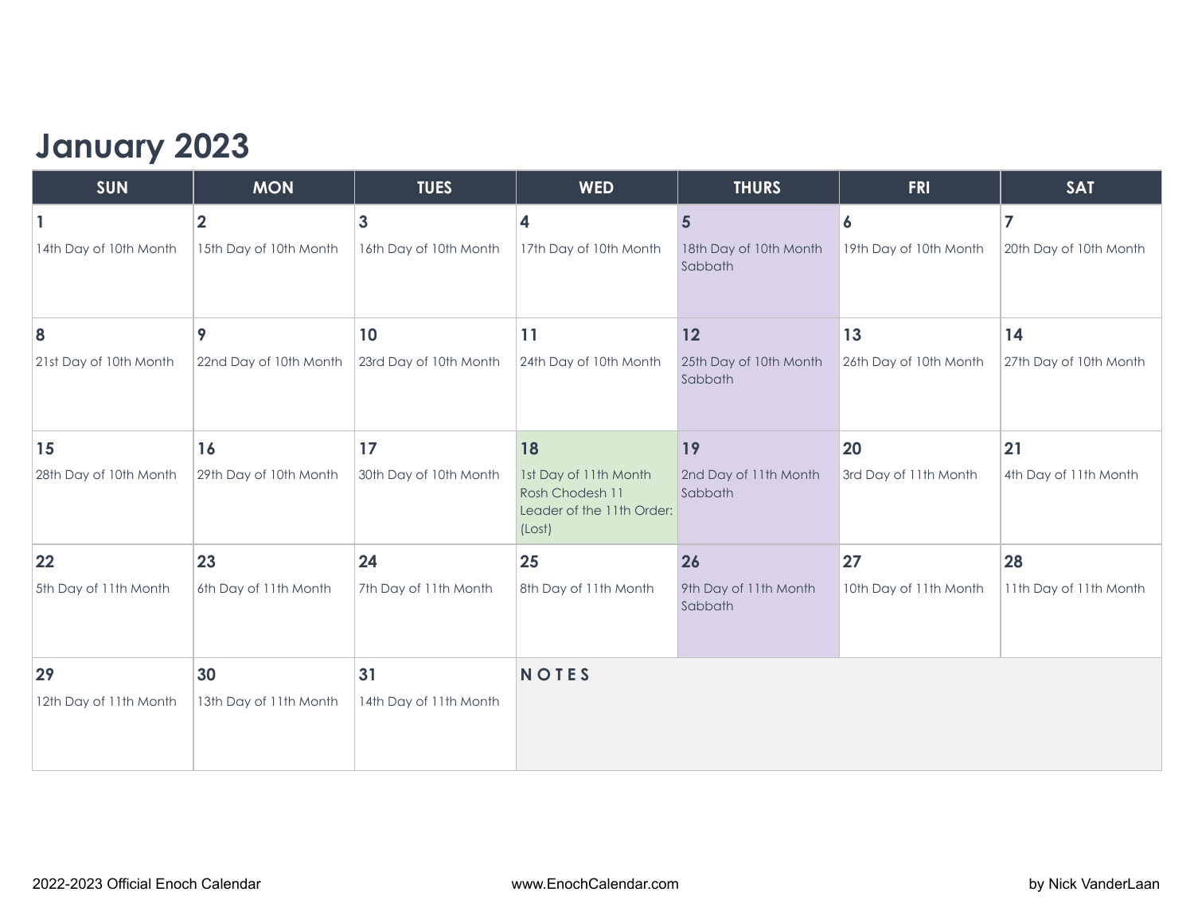# January 2023

| SUN | MON | TUES | WED | THURS | FRI | SAT |
|---|---|---|---|---|---|---|
| **1**<br>14th Day of 10th Month | **2**<br>15th Day of 10th Month | **3**<br>16th Day of 10th Month | **4**<br>17th Day of 10th Month | **5**<br>18th Day of 10th Month<br>Sabbath | **6**<br>19th Day of 10th Month | **7**<br>20th Day of 10th Month |
| **8**<br>21st Day of 10th Month | **9**<br>22nd Day of 10th Month | **10**<br>23rd Day of 10th Month | **11**<br>24th Day of 10th Month | **12**<br>25th Day of 10th Month<br>Sabbath | **13**<br>26th Day of 10th Month | **14**<br>27th Day of 10th Month |
| **15**<br>28th Day of 10th Month | **16**<br>29th Day of 10th Month | **17**<br>30th Day of 10th Month | **18**<br>1st Day of 11th Month<br>Rosh Chodesh 11<br>Leader of the 11th Order: (Lost) | **19**<br>2nd Day of 11th Month<br>Sabbath | **20**<br>3rd Day of 11th Month | **21**<br>4th Day of 11th Month |
| **22**<br>5th Day of 11th Month | **23**<br>6th Day of 11th Month | **24**<br>7th Day of 11th Month | **25**<br>8th Day of 11th Month | **26**<br>9th Day of 11th Month<br>Sabbath | **27**<br>10th Day of 11th Month | **28**<br>11th Day of 11th Month |
| **29**<br>12th Day of 11th Month | **30**<br>13th Day of 11th Month | **31**<br>14th Day of 11th Month | **NOTES** | | | |

2022-2023 Official Enoch Calendar — www.EnochCalendar.com — by Nick VanderLaan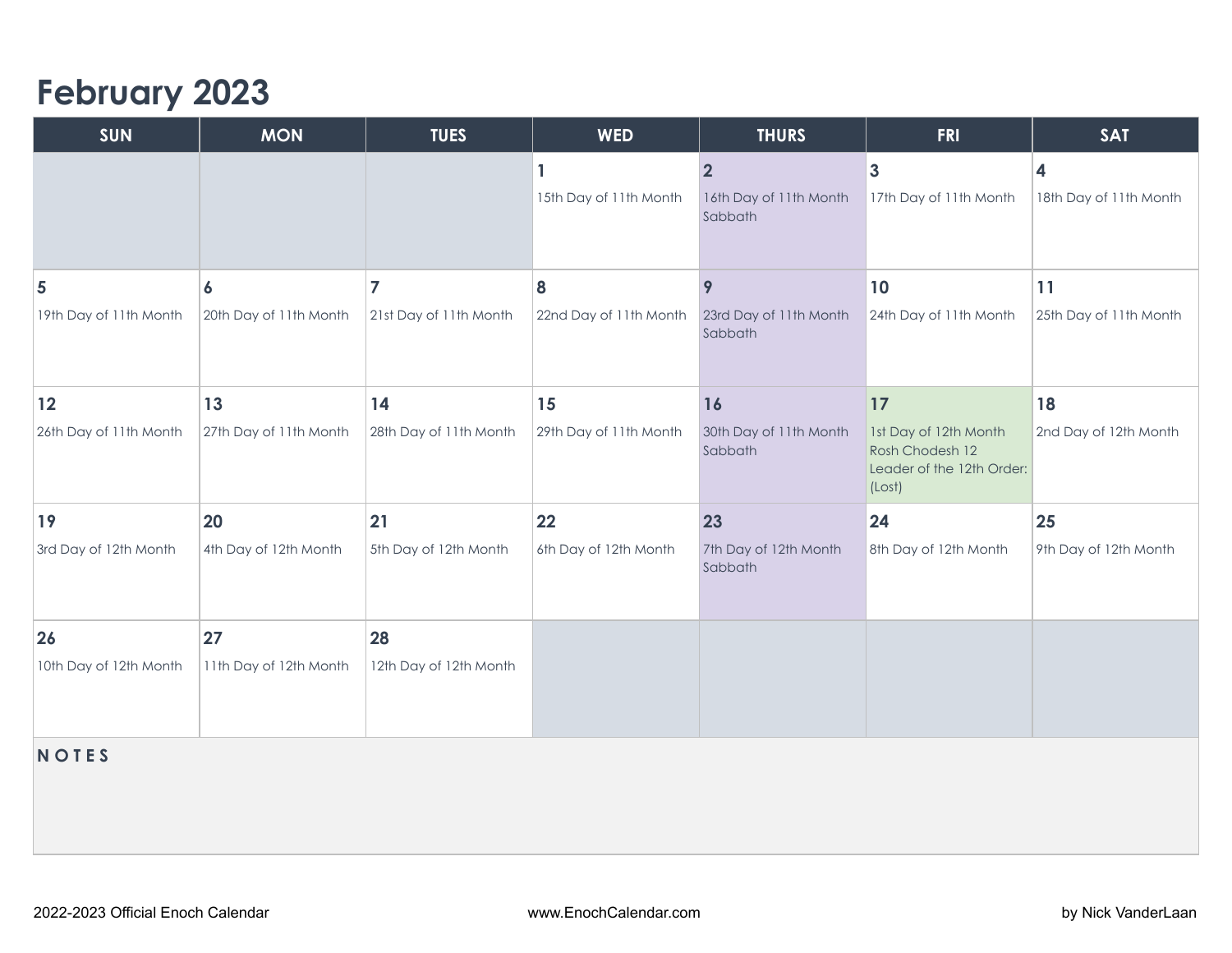# February 2023

| SUN | MON | TUES | WED | THURS | FRI | SAT |
|---|---|---|---|---|---|---|
| | | | **1**<br>15th Day of 11th Month | **2**<br>16th Day of 11th Month<br>Sabbath | **3**<br>17th Day of 11th Month | **4**<br>18th Day of 11th Month |
| **5**<br>19th Day of 11th Month | **6**<br>20th Day of 11th Month | **7**<br>21st Day of 11th Month | **8**<br>22nd Day of 11th Month | **9**<br>23rd Day of 11th Month<br>Sabbath | **10**<br>24th Day of 11th Month | **11**<br>25th Day of 11th Month |
| **12**<br>26th Day of 11th Month | **13**<br>27th Day of 11th Month | **14**<br>28th Day of 11th Month | **15**<br>29th Day of 11th Month | **16**<br>30th Day of 11th Month<br>Sabbath | **17**<br>1st Day of 12th Month<br>Rosh Chodesh 12<br>Leader of the 12th Order: (Lost) | **18**<br>2nd Day of 12th Month |
| **19**<br>3rd Day of 12th Month | **20**<br>4th Day of 12th Month | **21**<br>5th Day of 12th Month | **22**<br>6th Day of 12th Month | **23**<br>7th Day of 12th Month<br>Sabbath | **24**<br>8th Day of 12th Month | **25**<br>9th Day of 12th Month |
| **26**<br>10th Day of 12th Month | **27**<br>11th Day of 12th Month | **28**<br>12th Day of 12th Month | | | | |

**NOTES**

2022-2023 Official Enoch Calendar | www.EnochCalendar.com | by Nick VanderLaan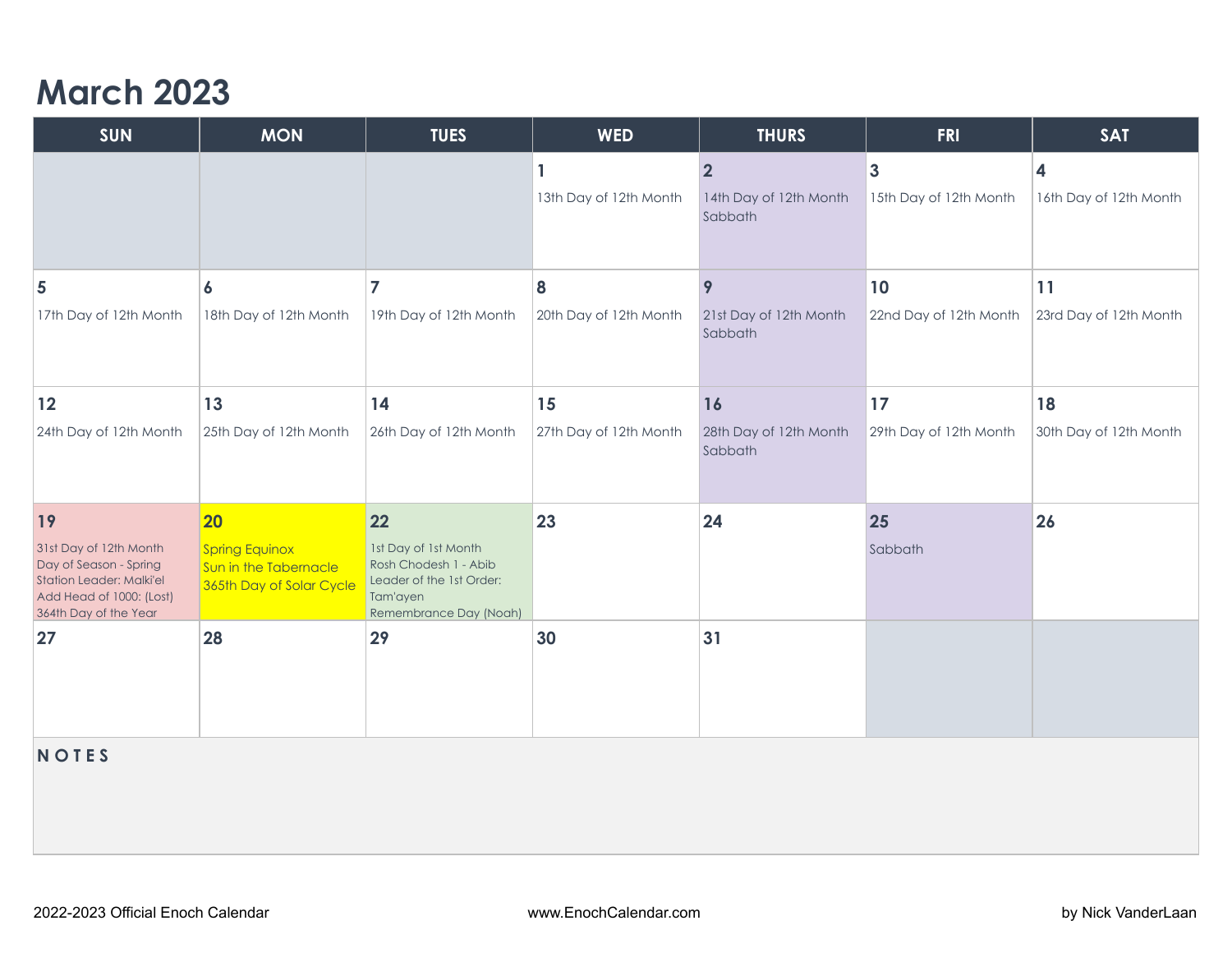# March 2023

| SUN | MON | TUES | WED | THURS | FRI | SAT |
|---|---|---|---|---|---|---|
| | | | 1<br>13th Day of 12th Month | 2<br>14th Day of 12th Month<br>Sabbath | 3<br>15th Day of 12th Month | 4<br>16th Day of 12th Month |
| 5<br>17th Day of 12th Month | 6<br>18th Day of 12th Month | 7<br>19th Day of 12th Month | 8<br>20th Day of 12th Month | 9<br>21st Day of 12th Month<br>Sabbath | 10<br>22nd Day of 12th Month | 11<br>23rd Day of 12th Month |
| 12<br>24th Day of 12th Month | 13<br>25th Day of 12th Month | 14<br>26th Day of 12th Month | 15<br>27th Day of 12th Month | 16<br>28th Day of 12th Month<br>Sabbath | 17<br>29th Day of 12th Month | 18<br>30th Day of 12th Month |
| 19<br>31st Day of 12th Month<br>Day of Season - Spring<br>Station Leader: Malki'el<br>Add Head of 1000: (Lost)<br>364th Day of the Year | 20<br>Spring Equinox<br>Sun in the Tabernacle<br>365th Day of Solar Cycle | 22<br>1st Day of 1st Month<br>Rosh Chodesh 1 - Abib<br>Leader of the 1st Order: Tam'ayen<br>Remembrance Day (Noah) | 23 | 24 | 25<br>Sabbath | 26 |
| 27 | 28 | 29 | 30 | 31 | | |

**NOTES**

2022-2023 Official Enoch Calendar

www.EnochCalendar.com

by Nick VanderLaan